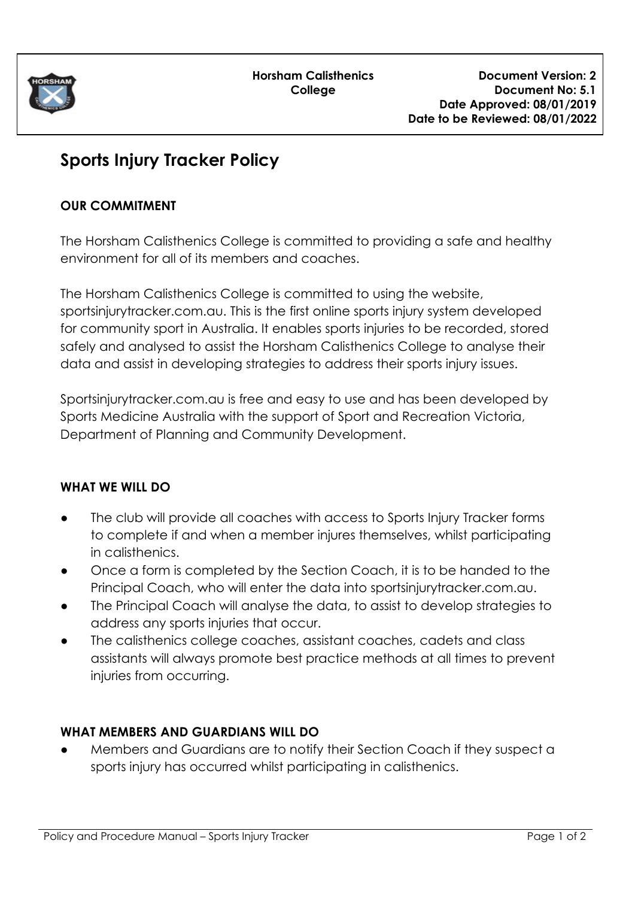| Horsham Calisthenics College | Document Version: 2<br>Document No: 5.1<br>Date Approved: 08/01/2019<br>Date to be Reviewed: 08/01/2022 |
|---|---|

# Sports Injury Tracker Policy

## OUR COMMITMENT

The Horsham Calisthenics College is committed to providing a safe and healthy environment for all of its members and coaches.

The Horsham Calisthenics College is committed to using the website, sportsinjurytracker.com.au. This is the first online sports injury system developed for community sport in Australia. It enables sports injuries to be recorded, stored safely and analysed to assist the Horsham Calisthenics College to analyse their data and assist in developing strategies to address their sports injury issues.

Sportsinjurytracker.com.au is free and easy to use and has been developed by Sports Medicine Australia with the support of Sport and Recreation Victoria, Department of Planning and Community Development.

## WHAT WE WILL DO

- The club will provide all coaches with access to Sports Injury Tracker forms to complete if and when a member injures themselves, whilst participating in calisthenics.
- Once a form is completed by the Section Coach, it is to be handed to the Principal Coach, who will enter the data into sportsinjurytracker.com.au.
- The Principal Coach will analyse the data, to assist to develop strategies to address any sports injuries that occur.
- The calisthenics college coaches, assistant coaches, cadets and class assistants will always promote best practice methods at all times to prevent injuries from occurring.

## WHAT MEMBERS AND GUARDIANS WILL DO

- Members and Guardians are to notify their Section Coach if they suspect a sports injury has occurred whilst participating in calisthenics.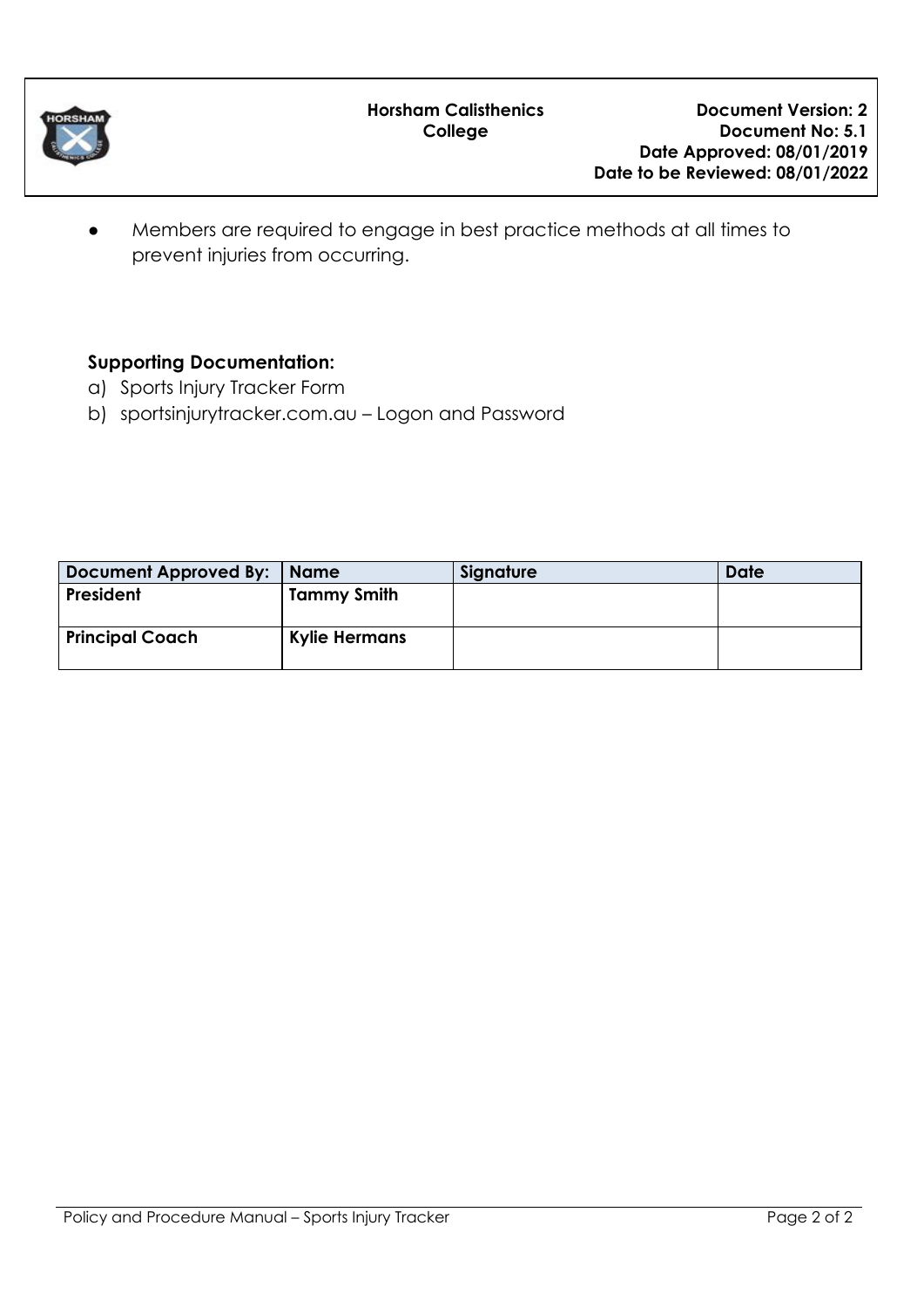- Members are required to engage in best practice methods at all times to prevent injuries from occurring.

**Supporting Documentation:**

a) Sports Injury Tracker Form
b) sportsinjurytracker.com.au – Logon and Password

| Document Approved By: | Name | Signature | Date |
|---|---|---|---|
| President | Tammy Smith | | |
| Principal Coach | Kylie Hermans | | |